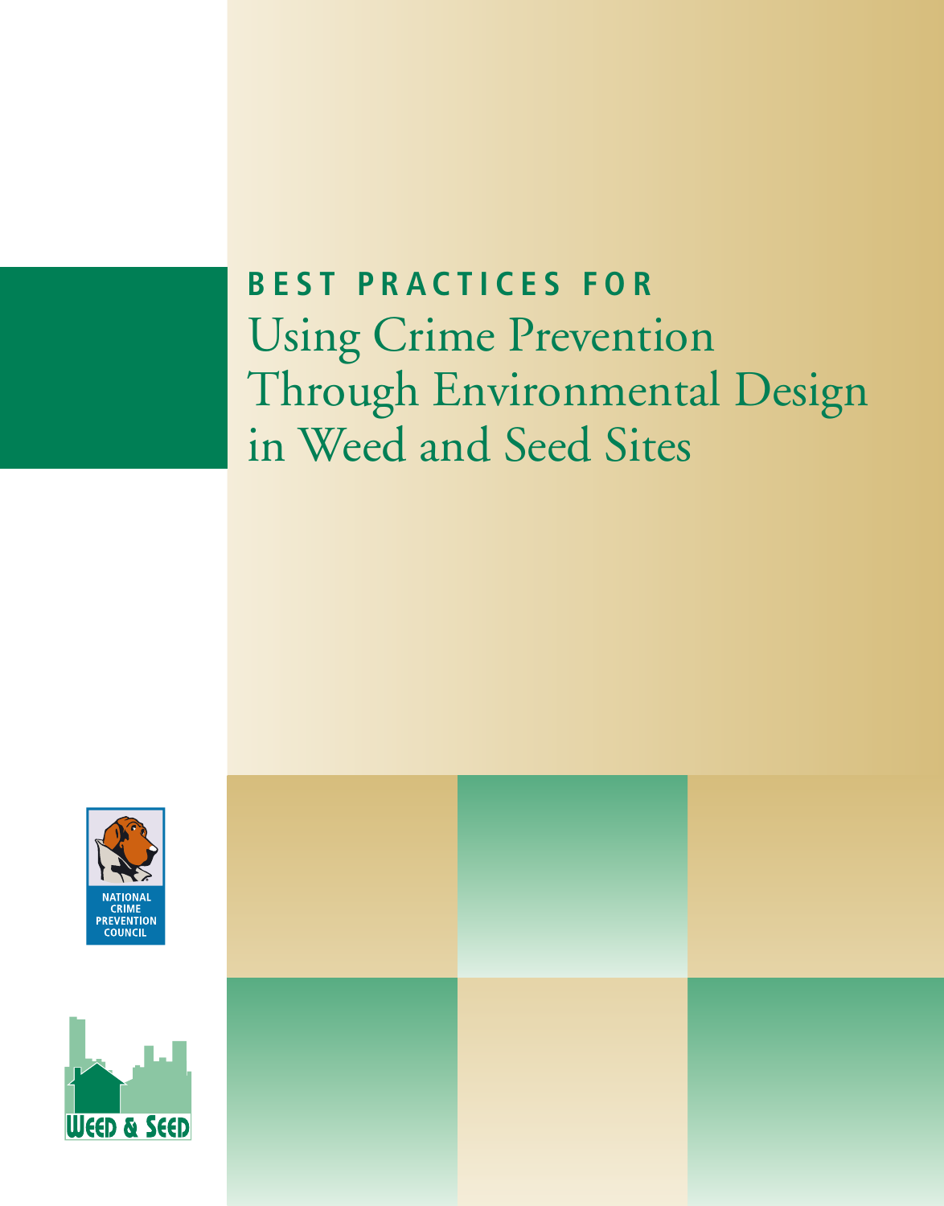# BEST PRACTICES FOR Using Crime Prevention Through Environmental Design in Weed and Seed Sites

NATIONAL CRIME PREVENTION COUNCIL

WEED & SEED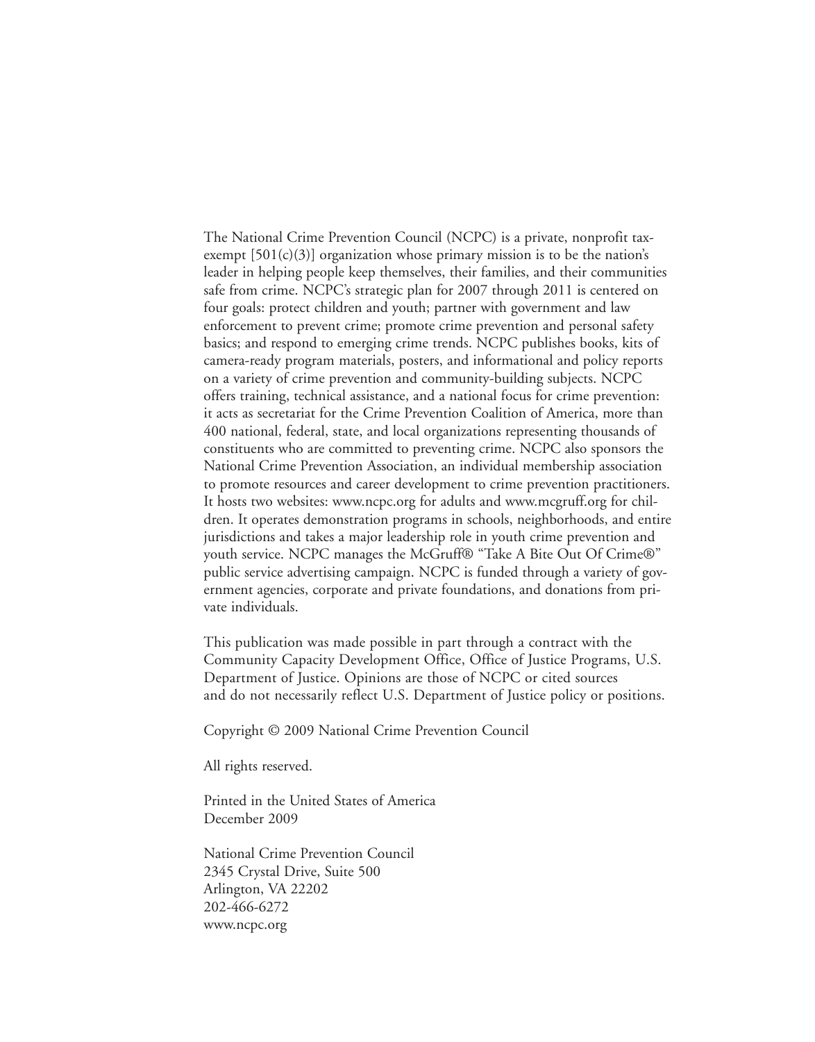The National Crime Prevention Council (NCPC) is a private, nonprofit tax-exempt [501(c)(3)] organization whose primary mission is to be the nation's leader in helping people keep themselves, their families, and their communities safe from crime. NCPC's strategic plan for 2007 through 2011 is centered on four goals: protect children and youth; partner with government and law enforcement to prevent crime; promote crime prevention and personal safety basics; and respond to emerging crime trends. NCPC publishes books, kits of camera-ready program materials, posters, and informational and policy reports on a variety of crime prevention and community-building subjects. NCPC offers training, technical assistance, and a national focus for crime prevention: it acts as secretariat for the Crime Prevention Coalition of America, more than 400 national, federal, state, and local organizations representing thousands of constituents who are committed to preventing crime. NCPC also sponsors the National Crime Prevention Association, an individual membership association to promote resources and career development to crime prevention practitioners. It hosts two websites: www.ncpc.org for adults and www.mcgruff.org for children. It operates demonstration programs in schools, neighborhoods, and entire jurisdictions and takes a major leadership role in youth crime prevention and youth service. NCPC manages the McGruff® "Take A Bite Out Of Crime®" public service advertising campaign. NCPC is funded through a variety of government agencies, corporate and private foundations, and donations from private individuals.

This publication was made possible in part through a contract with the Community Capacity Development Office, Office of Justice Programs, U.S. Department of Justice. Opinions are those of NCPC or cited sources and do not necessarily reflect U.S. Department of Justice policy or positions.

Copyright © 2009 National Crime Prevention Council

All rights reserved.

Printed in the United States of America
December 2009

National Crime Prevention Council
2345 Crystal Drive, Suite 500
Arlington, VA 22202
202-466-6272
www.ncpc.org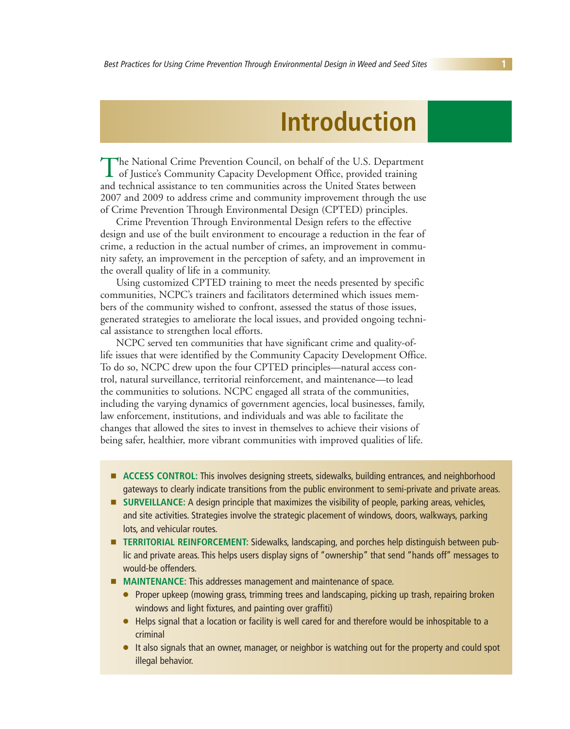# Introduction

The National Crime Prevention Council, on behalf of the U.S. Department of Justice's Community Capacity Development Office, provided training and technical assistance to ten communities across the United States between 2007 and 2009 to address crime and community improvement through the use of Crime Prevention Through Environmental Design (CPTED) principles.

Crime Prevention Through Environmental Design refers to the effective design and use of the built environment to encourage a reduction in the fear of crime, a reduction in the actual number of crimes, an improvement in community safety, an improvement in the perception of safety, and an improvement in the overall quality of life in a community.

Using customized CPTED training to meet the needs presented by specific communities, NCPC's trainers and facilitators determined which issues members of the community wished to confront, assessed the status of those issues, generated strategies to ameliorate the local issues, and provided ongoing technical assistance to strengthen local efforts.

NCPC served ten communities that have significant crime and quality-of-life issues that were identified by the Community Capacity Development Office. To do so, NCPC drew upon the four CPTED principles—natural access control, natural surveillance, territorial reinforcement, and maintenance—to lead the communities to solutions. NCPC engaged all strata of the communities, including the varying dynamics of government agencies, local businesses, family, law enforcement, institutions, and individuals and was able to facilitate the changes that allowed the sites to invest in themselves to achieve their visions of being safer, healthier, more vibrant communities with improved qualities of life.

- **ACCESS CONTROL:** This involves designing streets, sidewalks, building entrances, and neighborhood gateways to clearly indicate transitions from the public environment to semi-private and private areas.
- **SURVEILLANCE:** A design principle that maximizes the visibility of people, parking areas, vehicles, and site activities. Strategies involve the strategic placement of windows, doors, walkways, parking lots, and vehicular routes.
- **TERRITORIAL REINFORCEMENT:** Sidewalks, landscaping, and porches help distinguish between public and private areas. This helps users display signs of "ownership" that send "hands off" messages to would-be offenders.
- **MAINTENANCE:** This addresses management and maintenance of space.
  - Proper upkeep (mowing grass, trimming trees and landscaping, picking up trash, repairing broken windows and light fixtures, and painting over graffiti)
  - Helps signal that a location or facility is well cared for and therefore would be inhospitable to a criminal
  - It also signals that an owner, manager, or neighbor is watching out for the property and could spot illegal behavior.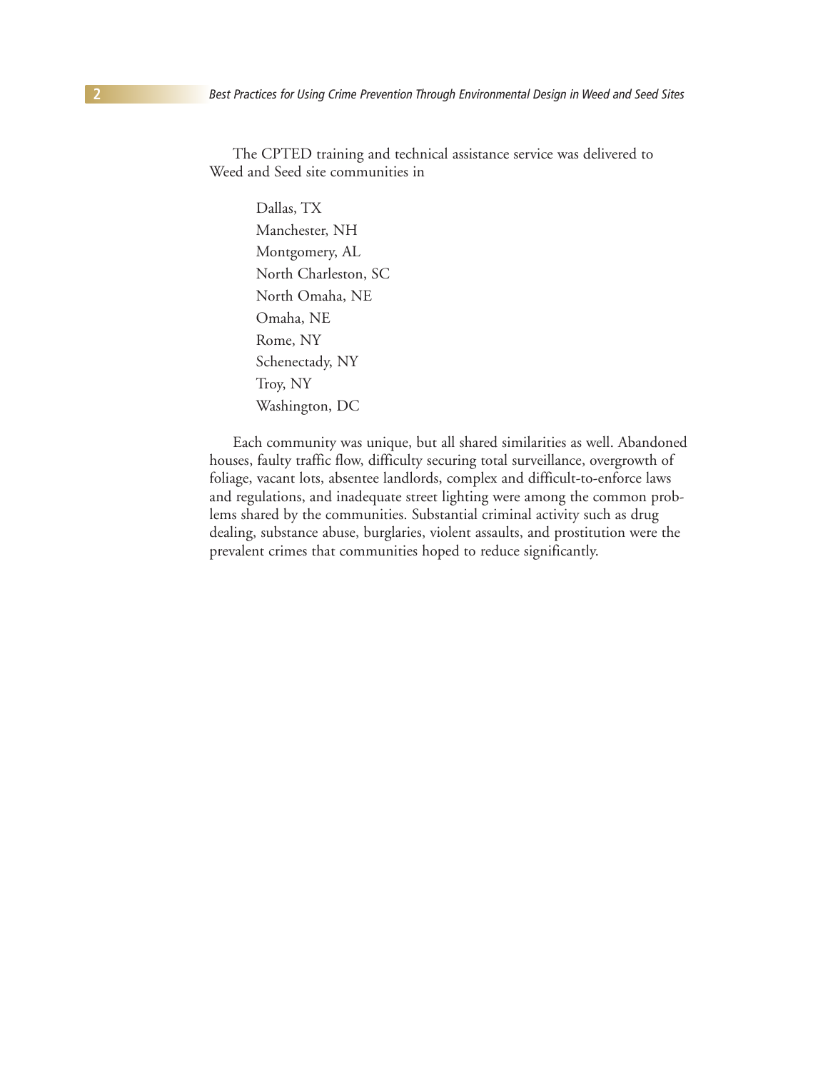The CPTED training and technical assistance service was delivered to Weed and Seed site communities in

- Dallas, TX
- Manchester, NH
- Montgomery, AL
- North Charleston, SC
- North Omaha, NE
- Omaha, NE
- Rome, NY
- Schenectady, NY
- Troy, NY
- Washington, DC

Each community was unique, but all shared similarities as well. Abandoned houses, faulty traffic flow, difficulty securing total surveillance, overgrowth of foliage, vacant lots, absentee landlords, complex and difficult-to-enforce laws and regulations, and inadequate street lighting were among the common problems shared by the communities. Substantial criminal activity such as drug dealing, substance abuse, burglaries, violent assaults, and prostitution were the prevalent crimes that communities hoped to reduce significantly.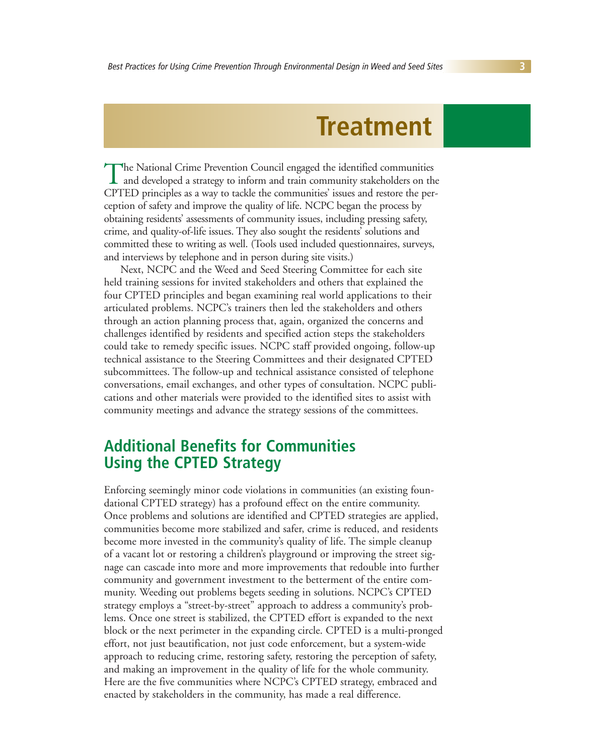# Treatment

The National Crime Prevention Council engaged the identified communities and developed a strategy to inform and train community stakeholders on the CPTED principles as a way to tackle the communities' issues and restore the perception of safety and improve the quality of life. NCPC began the process by obtaining residents' assessments of community issues, including pressing safety, crime, and quality-of-life issues. They also sought the residents' solutions and committed these to writing as well. (Tools used included questionnaires, surveys, and interviews by telephone and in person during site visits.)

Next, NCPC and the Weed and Seed Steering Committee for each site held training sessions for invited stakeholders and others that explained the four CPTED principles and began examining real world applications to their articulated problems. NCPC's trainers then led the stakeholders and others through an action planning process that, again, organized the concerns and challenges identified by residents and specified action steps the stakeholders could take to remedy specific issues. NCPC staff provided ongoing, follow-up technical assistance to the Steering Committees and their designated CPTED subcommittees. The follow-up and technical assistance consisted of telephone conversations, email exchanges, and other types of consultation. NCPC publications and other materials were provided to the identified sites to assist with community meetings and advance the strategy sessions of the committees.

## Additional Benefits for Communities Using the CPTED Strategy

Enforcing seemingly minor code violations in communities (an existing foundational CPTED strategy) has a profound effect on the entire community. Once problems and solutions are identified and CPTED strategies are applied, communities become more stabilized and safer, crime is reduced, and residents become more invested in the community's quality of life. The simple cleanup of a vacant lot or restoring a children's playground or improving the street signage can cascade into more and more improvements that redouble into further community and government investment to the betterment of the entire community. Weeding out problems begets seeding in solutions. NCPC's CPTED strategy employs a "street-by-street" approach to address a community's problems. Once one street is stabilized, the CPTED effort is expanded to the next block or the next perimeter in the expanding circle. CPTED is a multi-pronged effort, not just beautification, not just code enforcement, but a system-wide approach to reducing crime, restoring safety, restoring the perception of safety, and making an improvement in the quality of life for the whole community. Here are the five communities where NCPC's CPTED strategy, embraced and enacted by stakeholders in the community, has made a real difference.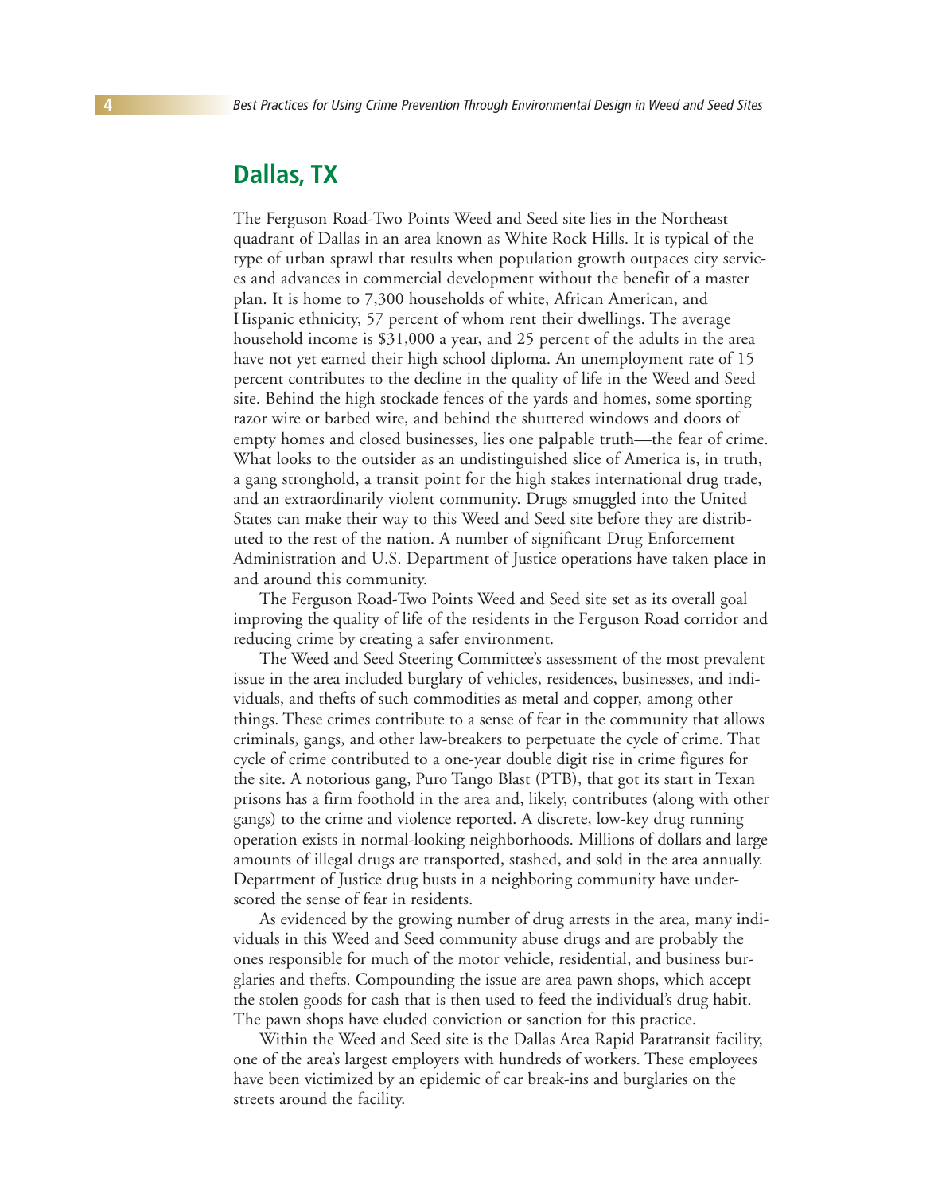## Dallas, TX

The Ferguson Road-Two Points Weed and Seed site lies in the Northeast quadrant of Dallas in an area known as White Rock Hills. It is typical of the type of urban sprawl that results when population growth outpaces city services and advances in commercial development without the benefit of a master plan. It is home to 7,300 households of white, African American, and Hispanic ethnicity, 57 percent of whom rent their dwellings. The average household income is $31,000 a year, and 25 percent of the adults in the area have not yet earned their high school diploma. An unemployment rate of 15 percent contributes to the decline in the quality of life in the Weed and Seed site. Behind the high stockade fences of the yards and homes, some sporting razor wire or barbed wire, and behind the shuttered windows and doors of empty homes and closed businesses, lies one palpable truth—the fear of crime. What looks to the outsider as an undistinguished slice of America is, in truth, a gang stronghold, a transit point for the high stakes international drug trade, and an extraordinarily violent community. Drugs smuggled into the United States can make their way to this Weed and Seed site before they are distributed to the rest of the nation. A number of significant Drug Enforcement Administration and U.S. Department of Justice operations have taken place in and around this community.

The Ferguson Road-Two Points Weed and Seed site set as its overall goal improving the quality of life of the residents in the Ferguson Road corridor and reducing crime by creating a safer environment.

The Weed and Seed Steering Committee's assessment of the most prevalent issue in the area included burglary of vehicles, residences, businesses, and individuals, and thefts of such commodities as metal and copper, among other things. These crimes contribute to a sense of fear in the community that allows criminals, gangs, and other law-breakers to perpetuate the cycle of crime. That cycle of crime contributed to a one-year double digit rise in crime figures for the site. A notorious gang, Puro Tango Blast (PTB), that got its start in Texan prisons has a firm foothold in the area and, likely, contributes (along with other gangs) to the crime and violence reported. A discrete, low-key drug running operation exists in normal-looking neighborhoods. Millions of dollars and large amounts of illegal drugs are transported, stashed, and sold in the area annually. Department of Justice drug busts in a neighboring community have underscored the sense of fear in residents.

As evidenced by the growing number of drug arrests in the area, many individuals in this Weed and Seed community abuse drugs and are probably the ones responsible for much of the motor vehicle, residential, and business burglaries and thefts. Compounding the issue are area pawn shops, which accept the stolen goods for cash that is then used to feed the individual's drug habit. The pawn shops have eluded conviction or sanction for this practice.

Within the Weed and Seed site is the Dallas Area Rapid Paratransit facility, one of the area's largest employers with hundreds of workers. These employees have been victimized by an epidemic of car break-ins and burglaries on the streets around the facility.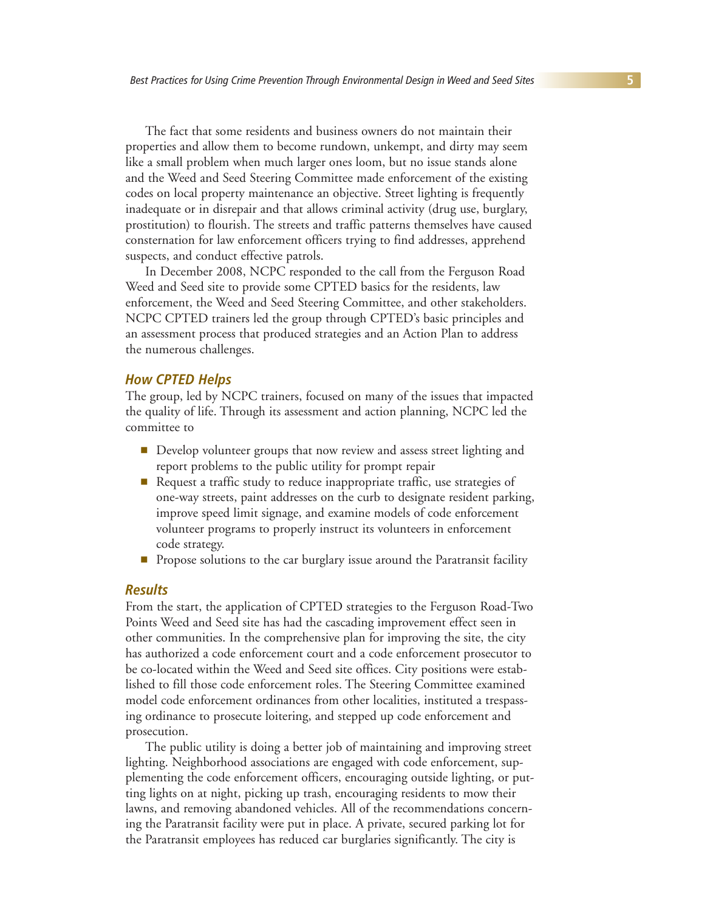The fact that some residents and business owners do not maintain their properties and allow them to become rundown, unkempt, and dirty may seem like a small problem when much larger ones loom, but no issue stands alone and the Weed and Seed Steering Committee made enforcement of the existing codes on local property maintenance an objective. Street lighting is frequently inadequate or in disrepair and that allows criminal activity (drug use, burglary, prostitution) to flourish. The streets and traffic patterns themselves have caused consternation for law enforcement officers trying to find addresses, apprehend suspects, and conduct effective patrols.

In December 2008, NCPC responded to the call from the Ferguson Road Weed and Seed site to provide some CPTED basics for the residents, law enforcement, the Weed and Seed Steering Committee, and other stakeholders. NCPC CPTED trainers led the group through CPTED's basic principles and an assessment process that produced strategies and an Action Plan to address the numerous challenges.

### *How CPTED Helps*

The group, led by NCPC trainers, focused on many of the issues that impacted the quality of life. Through its assessment and action planning, NCPC led the committee to

- Develop volunteer groups that now review and assess street lighting and report problems to the public utility for prompt repair
- Request a traffic study to reduce inappropriate traffic, use strategies of one-way streets, paint addresses on the curb to designate resident parking, improve speed limit signage, and examine models of code enforcement volunteer programs to properly instruct its volunteers in enforcement code strategy.
- Propose solutions to the car burglary issue around the Paratransit facility

### *Results*

From the start, the application of CPTED strategies to the Ferguson Road-Two Points Weed and Seed site has had the cascading improvement effect seen in other communities. In the comprehensive plan for improving the site, the city has authorized a code enforcement court and a code enforcement prosecutor to be co-located within the Weed and Seed site offices. City positions were established to fill those code enforcement roles. The Steering Committee examined model code enforcement ordinances from other localities, instituted a trespassing ordinance to prosecute loitering, and stepped up code enforcement and prosecution.

The public utility is doing a better job of maintaining and improving street lighting. Neighborhood associations are engaged with code enforcement, supplementing the code enforcement officers, encouraging outside lighting, or putting lights on at night, picking up trash, encouraging residents to mow their lawns, and removing abandoned vehicles. All of the recommendations concerning the Paratransit facility were put in place. A private, secured parking lot for the Paratransit employees has reduced car burglaries significantly. The city is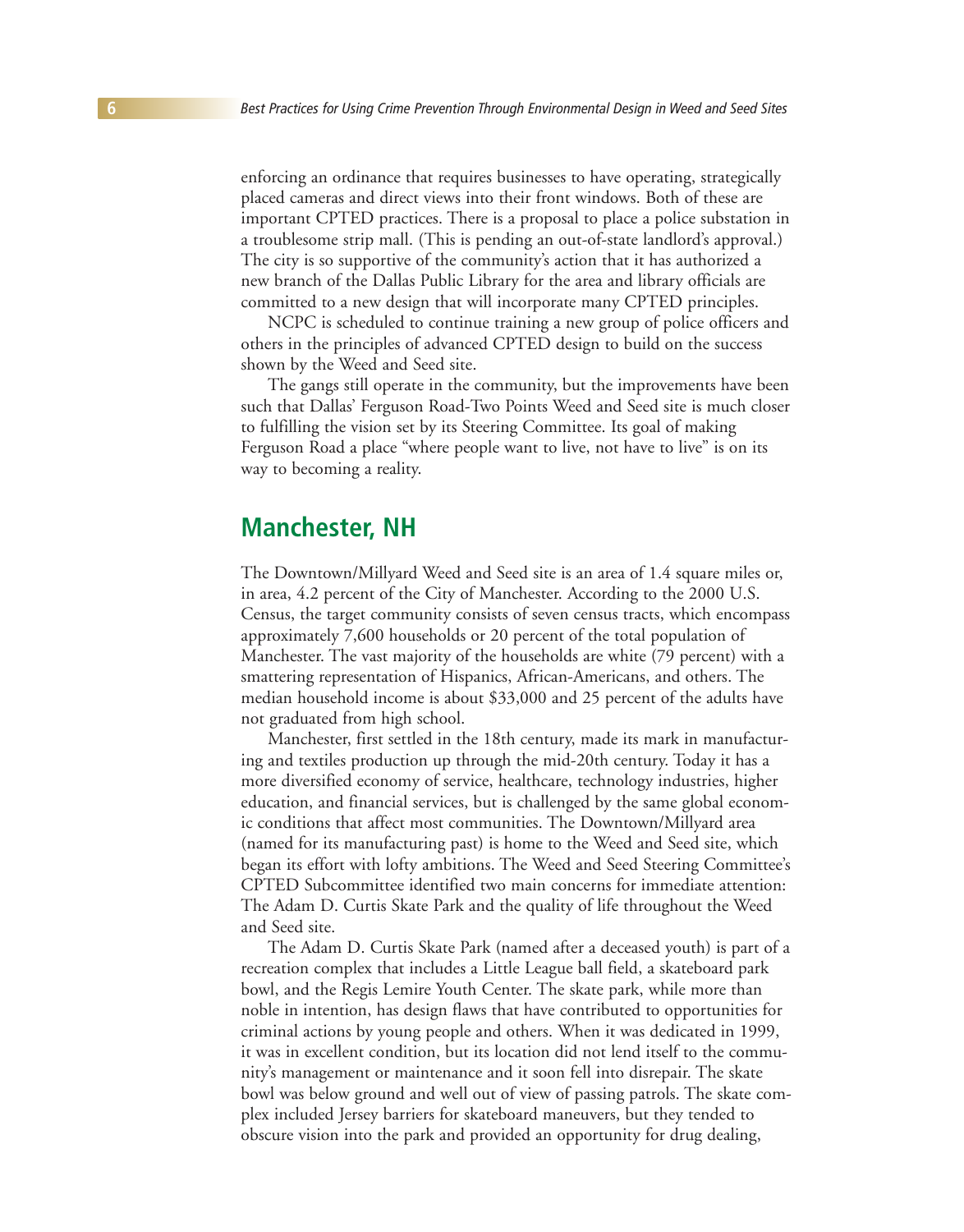enforcing an ordinance that requires businesses to have operating, strategically placed cameras and direct views into their front windows. Both of these are important CPTED practices. There is a proposal to place a police substation in a troublesome strip mall. (This is pending an out-of-state landlord's approval.) The city is so supportive of the community's action that it has authorized a new branch of the Dallas Public Library for the area and library officials are committed to a new design that will incorporate many CPTED principles.

NCPC is scheduled to continue training a new group of police officers and others in the principles of advanced CPTED design to build on the success shown by the Weed and Seed site.

The gangs still operate in the community, but the improvements have been such that Dallas' Ferguson Road-Two Points Weed and Seed site is much closer to fulfilling the vision set by its Steering Committee. Its goal of making Ferguson Road a place "where people want to live, not have to live" is on its way to becoming a reality.

## Manchester, NH

The Downtown/Millyard Weed and Seed site is an area of 1.4 square miles or, in area, 4.2 percent of the City of Manchester. According to the 2000 U.S. Census, the target community consists of seven census tracts, which encompass approximately 7,600 households or 20 percent of the total population of Manchester. The vast majority of the households are white (79 percent) with a smattering representation of Hispanics, African-Americans, and others. The median household income is about $33,000 and 25 percent of the adults have not graduated from high school.

Manchester, first settled in the 18th century, made its mark in manufacturing and textiles production up through the mid-20th century. Today it has a more diversified economy of service, healthcare, technology industries, higher education, and financial services, but is challenged by the same global economic conditions that affect most communities. The Downtown/Millyard area (named for its manufacturing past) is home to the Weed and Seed site, which began its effort with lofty ambitions. The Weed and Seed Steering Committee's CPTED Subcommittee identified two main concerns for immediate attention: The Adam D. Curtis Skate Park and the quality of life throughout the Weed and Seed site.

The Adam D. Curtis Skate Park (named after a deceased youth) is part of a recreation complex that includes a Little League ball field, a skateboard park bowl, and the Regis Lemire Youth Center. The skate park, while more than noble in intention, has design flaws that have contributed to opportunities for criminal actions by young people and others. When it was dedicated in 1999, it was in excellent condition, but its location did not lend itself to the community's management or maintenance and it soon fell into disrepair. The skate bowl was below ground and well out of view of passing patrols. The skate complex included Jersey barriers for skateboard maneuvers, but they tended to obscure vision into the park and provided an opportunity for drug dealing,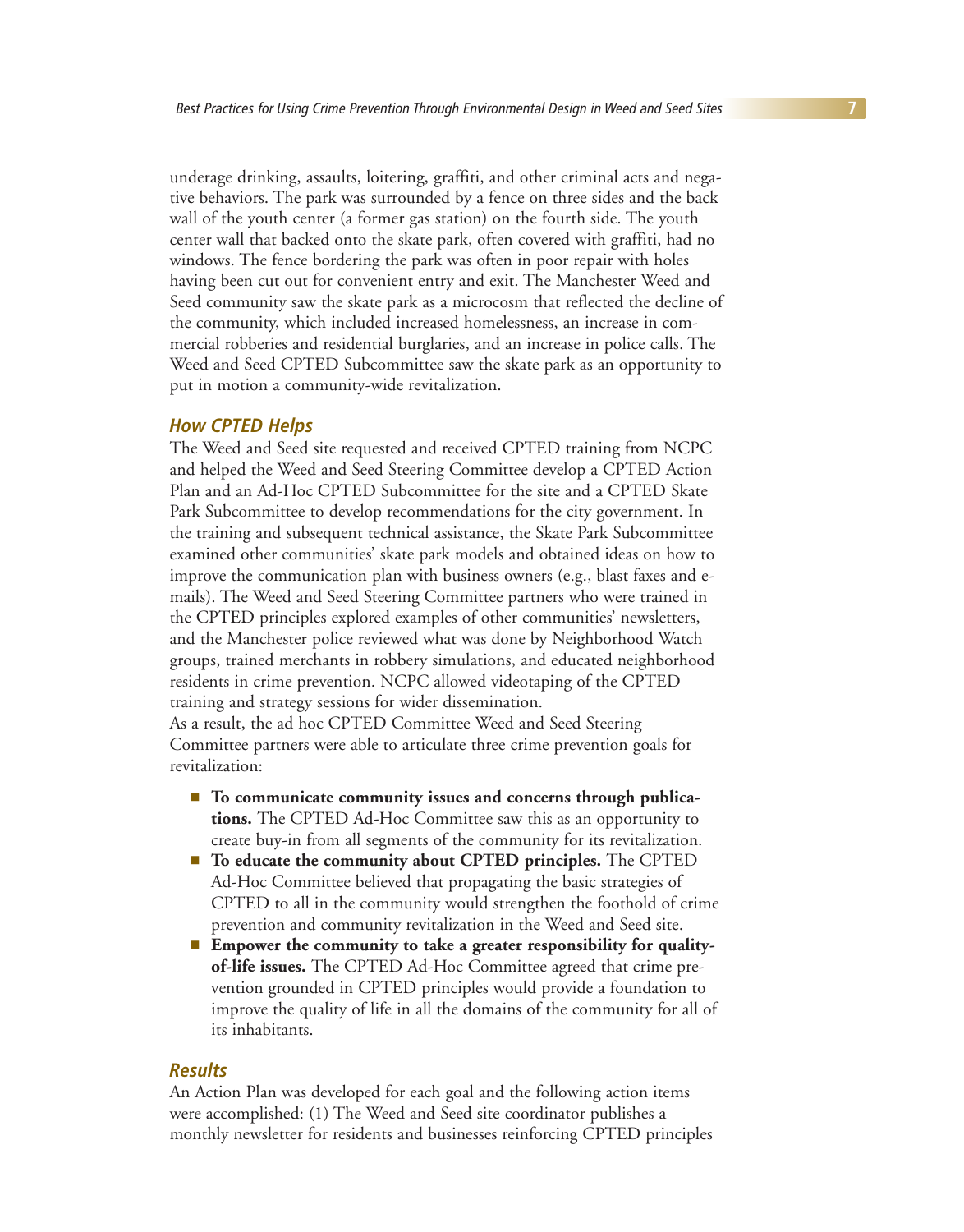underage drinking, assaults, loitering, graffiti, and other criminal acts and negative behaviors. The park was surrounded by a fence on three sides and the back wall of the youth center (a former gas station) on the fourth side. The youth center wall that backed onto the skate park, often covered with graffiti, had no windows. The fence bordering the park was often in poor repair with holes having been cut out for convenient entry and exit. The Manchester Weed and Seed community saw the skate park as a microcosm that reflected the decline of the community, which included increased homelessness, an increase in commercial robberies and residential burglaries, and an increase in police calls. The Weed and Seed CPTED Subcommittee saw the skate park as an opportunity to put in motion a community-wide revitalization.

### *How CPTED Helps*

The Weed and Seed site requested and received CPTED training from NCPC and helped the Weed and Seed Steering Committee develop a CPTED Action Plan and an Ad-Hoc CPTED Subcommittee for the site and a CPTED Skate Park Subcommittee to develop recommendations for the city government. In the training and subsequent technical assistance, the Skate Park Subcommittee examined other communities' skate park models and obtained ideas on how to improve the communication plan with business owners (e.g., blast faxes and e-mails). The Weed and Seed Steering Committee partners who were trained in the CPTED principles explored examples of other communities' newsletters, and the Manchester police reviewed what was done by Neighborhood Watch groups, trained merchants in robbery simulations, and educated neighborhood residents in crime prevention. NCPC allowed videotaping of the CPTED training and strategy sessions for wider dissemination.

As a result, the ad hoc CPTED Committee Weed and Seed Steering Committee partners were able to articulate three crime prevention goals for revitalization:

- **To communicate community issues and concerns through publications.** The CPTED Ad-Hoc Committee saw this as an opportunity to create buy-in from all segments of the community for its revitalization.
- **To educate the community about CPTED principles.** The CPTED Ad-Hoc Committee believed that propagating the basic strategies of CPTED to all in the community would strengthen the foothold of crime prevention and community revitalization in the Weed and Seed site.
- **Empower the community to take a greater responsibility for quality-of-life issues.** The CPTED Ad-Hoc Committee agreed that crime prevention grounded in CPTED principles would provide a foundation to improve the quality of life in all the domains of the community for all of its inhabitants.

### *Results*

An Action Plan was developed for each goal and the following action items were accomplished: (1) The Weed and Seed site coordinator publishes a monthly newsletter for residents and businesses reinforcing CPTED principles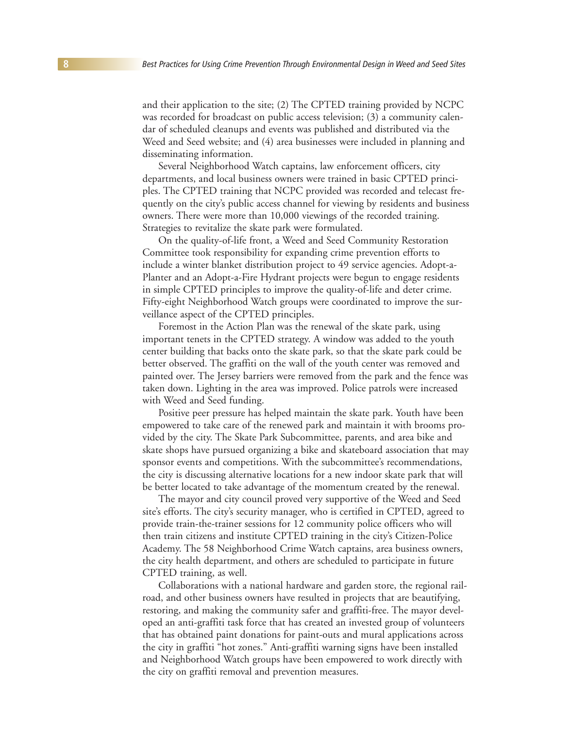and their application to the site; (2) The CPTED training provided by NCPC was recorded for broadcast on public access television; (3) a community calendar of scheduled cleanups and events was published and distributed via the Weed and Seed website; and (4) area businesses were included in planning and disseminating information.

Several Neighborhood Watch captains, law enforcement officers, city departments, and local business owners were trained in basic CPTED principles. The CPTED training that NCPC provided was recorded and telecast frequently on the city's public access channel for viewing by residents and business owners. There were more than 10,000 viewings of the recorded training. Strategies to revitalize the skate park were formulated.

On the quality-of-life front, a Weed and Seed Community Restoration Committee took responsibility for expanding crime prevention efforts to include a winter blanket distribution project to 49 service agencies. Adopt-a-Planter and an Adopt-a-Fire Hydrant projects were begun to engage residents in simple CPTED principles to improve the quality-of-life and deter crime. Fifty-eight Neighborhood Watch groups were coordinated to improve the surveillance aspect of the CPTED principles.

Foremost in the Action Plan was the renewal of the skate park, using important tenets in the CPTED strategy. A window was added to the youth center building that backs onto the skate park, so that the skate park could be better observed. The graffiti on the wall of the youth center was removed and painted over. The Jersey barriers were removed from the park and the fence was taken down. Lighting in the area was improved. Police patrols were increased with Weed and Seed funding.

Positive peer pressure has helped maintain the skate park. Youth have been empowered to take care of the renewed park and maintain it with brooms provided by the city. The Skate Park Subcommittee, parents, and area bike and skate shops have pursued organizing a bike and skateboard association that may sponsor events and competitions. With the subcommittee's recommendations, the city is discussing alternative locations for a new indoor skate park that will be better located to take advantage of the momentum created by the renewal.

The mayor and city council proved very supportive of the Weed and Seed site's efforts. The city's security manager, who is certified in CPTED, agreed to provide train-the-trainer sessions for 12 community police officers who will then train citizens and institute CPTED training in the city's Citizen-Police Academy. The 58 Neighborhood Crime Watch captains, area business owners, the city health department, and others are scheduled to participate in future CPTED training, as well.

Collaborations with a national hardware and garden store, the regional railroad, and other business owners have resulted in projects that are beautifying, restoring, and making the community safer and graffiti-free. The mayor developed an anti-graffiti task force that has created an invested group of volunteers that has obtained paint donations for paint-outs and mural applications across the city in graffiti "hot zones." Anti-graffiti warning signs have been installed and Neighborhood Watch groups have been empowered to work directly with the city on graffiti removal and prevention measures.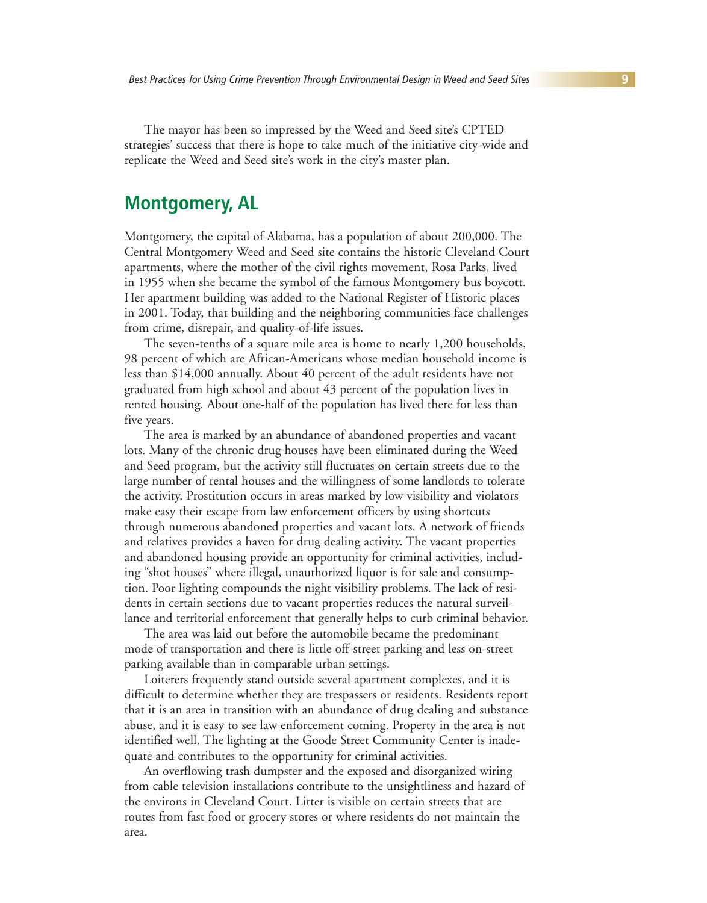The mayor has been so impressed by the Weed and Seed site's CPTED strategies' success that there is hope to take much of the initiative city-wide and replicate the Weed and Seed site's work in the city's master plan.

## Montgomery, AL

Montgomery, the capital of Alabama, has a population of about 200,000. The Central Montgomery Weed and Seed site contains the historic Cleveland Court apartments, where the mother of the civil rights movement, Rosa Parks, lived in 1955 when she became the symbol of the famous Montgomery bus boycott. Her apartment building was added to the National Register of Historic places in 2001. Today, that building and the neighboring communities face challenges from crime, disrepair, and quality-of-life issues.

The seven-tenths of a square mile area is home to nearly 1,200 households, 98 percent of which are African-Americans whose median household income is less than $14,000 annually. About 40 percent of the adult residents have not graduated from high school and about 43 percent of the population lives in rented housing. About one-half of the population has lived there for less than five years.

The area is marked by an abundance of abandoned properties and vacant lots. Many of the chronic drug houses have been eliminated during the Weed and Seed program, but the activity still fluctuates on certain streets due to the large number of rental houses and the willingness of some landlords to tolerate the activity. Prostitution occurs in areas marked by low visibility and violators make easy their escape from law enforcement officers by using shortcuts through numerous abandoned properties and vacant lots. A network of friends and relatives provides a haven for drug dealing activity. The vacant properties and abandoned housing provide an opportunity for criminal activities, including "shot houses" where illegal, unauthorized liquor is for sale and consumption. Poor lighting compounds the night visibility problems. The lack of residents in certain sections due to vacant properties reduces the natural surveillance and territorial enforcement that generally helps to curb criminal behavior.

The area was laid out before the automobile became the predominant mode of transportation and there is little off-street parking and less on-street parking available than in comparable urban settings.

Loiterers frequently stand outside several apartment complexes, and it is difficult to determine whether they are trespassers or residents. Residents report that it is an area in transition with an abundance of drug dealing and substance abuse, and it is easy to see law enforcement coming. Property in the area is not identified well. The lighting at the Goode Street Community Center is inadequate and contributes to the opportunity for criminal activities.

An overflowing trash dumpster and the exposed and disorganized wiring from cable television installations contribute to the unsightliness and hazard of the environs in Cleveland Court. Litter is visible on certain streets that are routes from fast food or grocery stores or where residents do not maintain the area.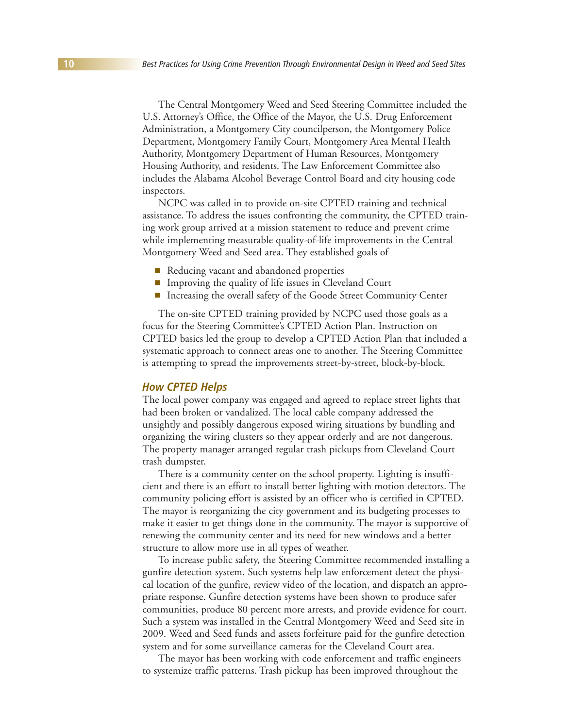The Central Montgomery Weed and Seed Steering Committee included the U.S. Attorney's Office, the Office of the Mayor, the U.S. Drug Enforcement Administration, a Montgomery City councilperson, the Montgomery Police Department, Montgomery Family Court, Montgomery Area Mental Health Authority, Montgomery Department of Human Resources, Montgomery Housing Authority, and residents. The Law Enforcement Committee also includes the Alabama Alcohol Beverage Control Board and city housing code inspectors.

NCPC was called in to provide on-site CPTED training and technical assistance. To address the issues confronting the community, the CPTED training work group arrived at a mission statement to reduce and prevent crime while implementing measurable quality-of-life improvements in the Central Montgomery Weed and Seed area. They established goals of

- Reducing vacant and abandoned properties
- Improving the quality of life issues in Cleveland Court
- Increasing the overall safety of the Goode Street Community Center

The on-site CPTED training provided by NCPC used those goals as a focus for the Steering Committee's CPTED Action Plan. Instruction on CPTED basics led the group to develop a CPTED Action Plan that included a systematic approach to connect areas one to another. The Steering Committee is attempting to spread the improvements street-by-street, block-by-block.

### *How CPTED Helps*

The local power company was engaged and agreed to replace street lights that had been broken or vandalized. The local cable company addressed the unsightly and possibly dangerous exposed wiring situations by bundling and organizing the wiring clusters so they appear orderly and are not dangerous. The property manager arranged regular trash pickups from Cleveland Court trash dumpster.

There is a community center on the school property. Lighting is insufficient and there is an effort to install better lighting with motion detectors. The community policing effort is assisted by an officer who is certified in CPTED. The mayor is reorganizing the city government and its budgeting processes to make it easier to get things done in the community. The mayor is supportive of renewing the community center and its need for new windows and a better structure to allow more use in all types of weather.

To increase public safety, the Steering Committee recommended installing a gunfire detection system. Such systems help law enforcement detect the physical location of the gunfire, review video of the location, and dispatch an appropriate response. Gunfire detection systems have been shown to produce safer communities, produce 80 percent more arrests, and provide evidence for court. Such a system was installed in the Central Montgomery Weed and Seed site in 2009. Weed and Seed funds and assets forfeiture paid for the gunfire detection system and for some surveillance cameras for the Cleveland Court area.

The mayor has been working with code enforcement and traffic engineers to systemize traffic patterns. Trash pickup has been improved throughout the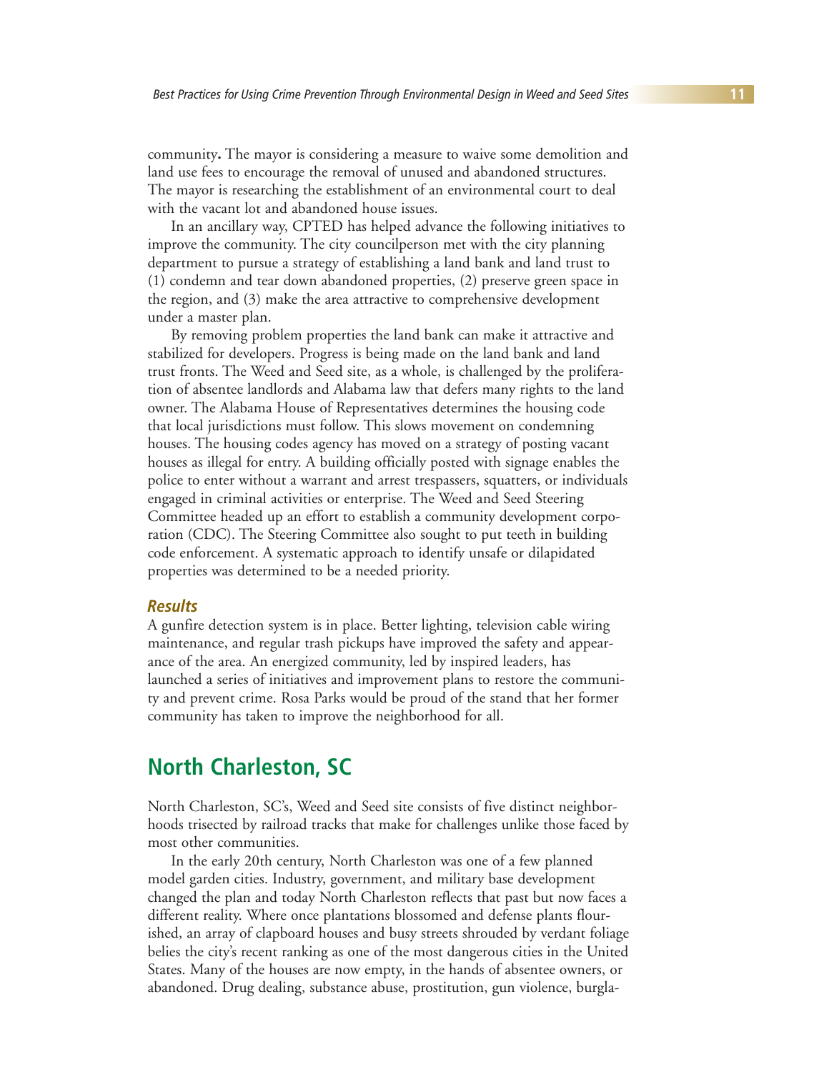community**.** The mayor is considering a measure to waive some demolition and land use fees to encourage the removal of unused and abandoned structures. The mayor is researching the establishment of an environmental court to deal with the vacant lot and abandoned house issues.

In an ancillary way, CPTED has helped advance the following initiatives to improve the community. The city councilperson met with the city planning department to pursue a strategy of establishing a land bank and land trust to (1) condemn and tear down abandoned properties, (2) preserve green space in the region, and (3) make the area attractive to comprehensive development under a master plan.

By removing problem properties the land bank can make it attractive and stabilized for developers. Progress is being made on the land bank and land trust fronts. The Weed and Seed site, as a whole, is challenged by the proliferation of absentee landlords and Alabama law that defers many rights to the land owner. The Alabama House of Representatives determines the housing code that local jurisdictions must follow. This slows movement on condemning houses. The housing codes agency has moved on a strategy of posting vacant houses as illegal for entry. A building officially posted with signage enables the police to enter without a warrant and arrest trespassers, squatters, or individuals engaged in criminal activities or enterprise. The Weed and Seed Steering Committee headed up an effort to establish a community development corporation (CDC). The Steering Committee also sought to put teeth in building code enforcement. A systematic approach to identify unsafe or dilapidated properties was determined to be a needed priority.

### *Results*

A gunfire detection system is in place. Better lighting, television cable wiring maintenance, and regular trash pickups have improved the safety and appearance of the area. An energized community, led by inspired leaders, has launched a series of initiatives and improvement plans to restore the community and prevent crime. Rosa Parks would be proud of the stand that her former community has taken to improve the neighborhood for all.

## North Charleston, SC

North Charleston, SC's, Weed and Seed site consists of five distinct neighborhoods trisected by railroad tracks that make for challenges unlike those faced by most other communities.

In the early 20th century, North Charleston was one of a few planned model garden cities. Industry, government, and military base development changed the plan and today North Charleston reflects that past but now faces a different reality. Where once plantations blossomed and defense plants flourished, an array of clapboard houses and busy streets shrouded by verdant foliage belies the city's recent ranking as one of the most dangerous cities in the United States. Many of the houses are now empty, in the hands of absentee owners, or abandoned. Drug dealing, substance abuse, prostitution, gun violence, burgla-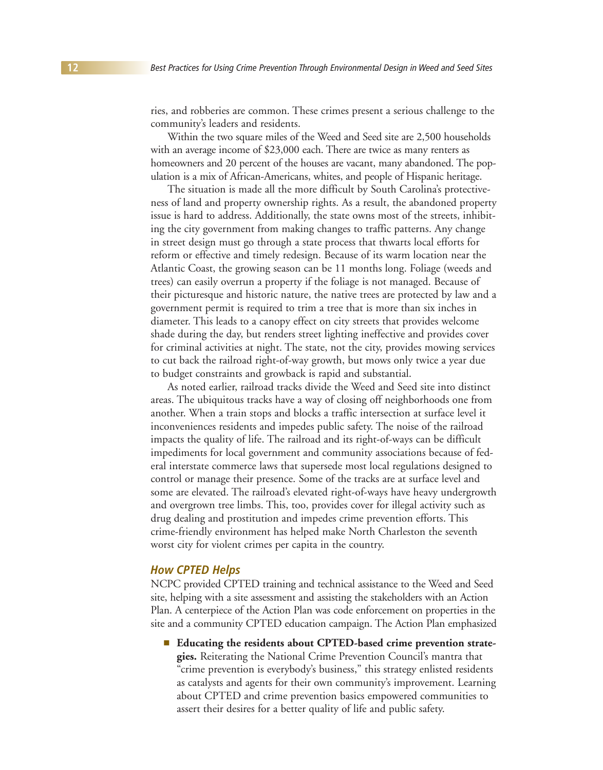ries, and robberies are common. These crimes present a serious challenge to the community's leaders and residents.

Within the two square miles of the Weed and Seed site are 2,500 households with an average income of $23,000 each. There are twice as many renters as homeowners and 20 percent of the houses are vacant, many abandoned. The population is a mix of African-Americans, whites, and people of Hispanic heritage.

The situation is made all the more difficult by South Carolina's protectiveness of land and property ownership rights. As a result, the abandoned property issue is hard to address. Additionally, the state owns most of the streets, inhibiting the city government from making changes to traffic patterns. Any change in street design must go through a state process that thwarts local efforts for reform or effective and timely redesign. Because of its warm location near the Atlantic Coast, the growing season can be 11 months long. Foliage (weeds and trees) can easily overrun a property if the foliage is not managed. Because of their picturesque and historic nature, the native trees are protected by law and a government permit is required to trim a tree that is more than six inches in diameter. This leads to a canopy effect on city streets that provides welcome shade during the day, but renders street lighting ineffective and provides cover for criminal activities at night. The state, not the city, provides mowing services to cut back the railroad right-of-way growth, but mows only twice a year due to budget constraints and growback is rapid and substantial.

As noted earlier, railroad tracks divide the Weed and Seed site into distinct areas. The ubiquitous tracks have a way of closing off neighborhoods one from another. When a train stops and blocks a traffic intersection at surface level it inconveniences residents and impedes public safety. The noise of the railroad impacts the quality of life. The railroad and its right-of-ways can be difficult impediments for local government and community associations because of federal interstate commerce laws that supersede most local regulations designed to control or manage their presence. Some of the tracks are at surface level and some are elevated. The railroad's elevated right-of-ways have heavy undergrowth and overgrown tree limbs. This, too, provides cover for illegal activity such as drug dealing and prostitution and impedes crime prevention efforts. This crime-friendly environment has helped make North Charleston the seventh worst city for violent crimes per capita in the country.

### *How CPTED Helps*

NCPC provided CPTED training and technical assistance to the Weed and Seed site, helping with a site assessment and assisting the stakeholders with an Action Plan. A centerpiece of the Action Plan was code enforcement on properties in the site and a community CPTED education campaign. The Action Plan emphasized

- **Educating the residents about CPTED-based crime prevention strategies.** Reiterating the National Crime Prevention Council's mantra that "crime prevention is everybody's business," this strategy enlisted residents as catalysts and agents for their own community's improvement. Learning about CPTED and crime prevention basics empowered communities to assert their desires for a better quality of life and public safety.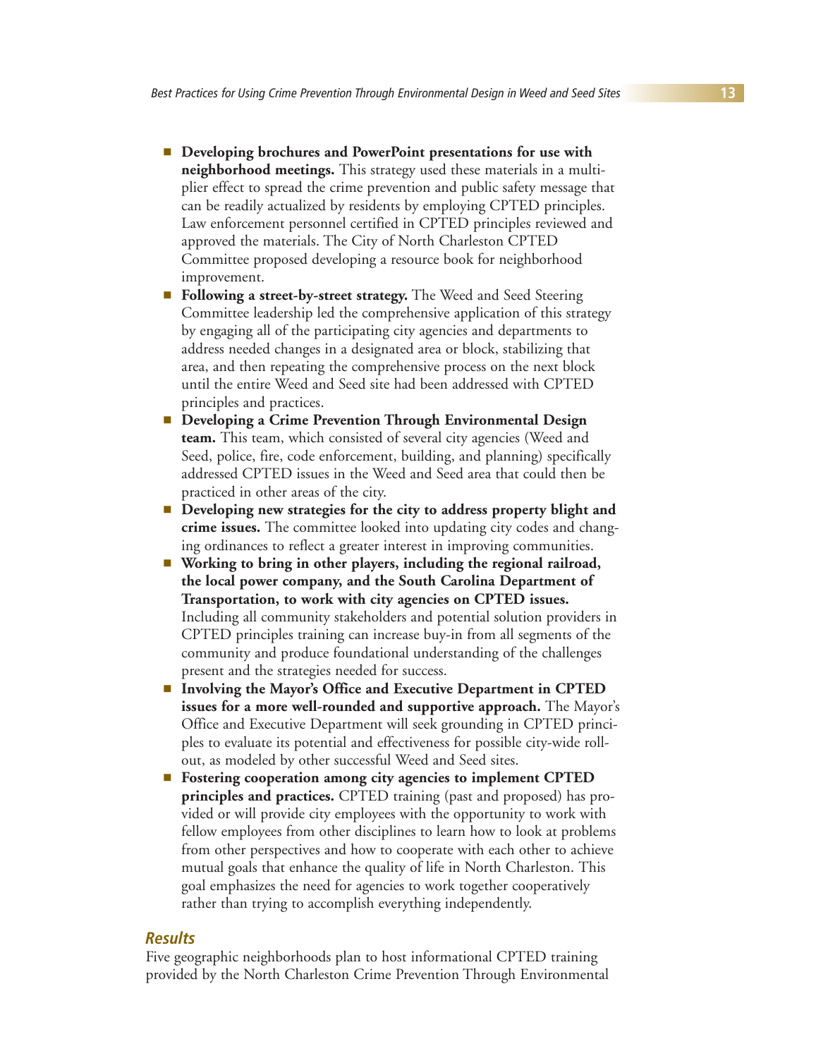- **Developing brochures and PowerPoint presentations for use with neighborhood meetings.** This strategy used these materials in a multiplier effect to spread the crime prevention and public safety message that can be readily actualized by residents by employing CPTED principles. Law enforcement personnel certified in CPTED principles reviewed and approved the materials. The City of North Charleston CPTED Committee proposed developing a resource book for neighborhood improvement.
- **Following a street-by-street strategy.** The Weed and Seed Steering Committee leadership led the comprehensive application of this strategy by engaging all of the participating city agencies and departments to address needed changes in a designated area or block, stabilizing that area, and then repeating the comprehensive process on the next block until the entire Weed and Seed site had been addressed with CPTED principles and practices.
- **Developing a Crime Prevention Through Environmental Design team.** This team, which consisted of several city agencies (Weed and Seed, police, fire, code enforcement, building, and planning) specifically addressed CPTED issues in the Weed and Seed area that could then be practiced in other areas of the city.
- **Developing new strategies for the city to address property blight and crime issues.** The committee looked into updating city codes and changing ordinances to reflect a greater interest in improving communities.
- **Working to bring in other players, including the regional railroad, the local power company, and the South Carolina Department of Transportation, to work with city agencies on CPTED issues.** Including all community stakeholders and potential solution providers in CPTED principles training can increase buy-in from all segments of the community and produce foundational understanding of the challenges present and the strategies needed for success.
- **Involving the Mayor's Office and Executive Department in CPTED issues for a more well-rounded and supportive approach.** The Mayor's Office and Executive Department will seek grounding in CPTED principles to evaluate its potential and effectiveness for possible city-wide rollout, as modeled by other successful Weed and Seed sites.
- **Fostering cooperation among city agencies to implement CPTED principles and practices.** CPTED training (past and proposed) has provided or will provide city employees with the opportunity to work with fellow employees from other disciplines to learn how to look at problems from other perspectives and how to cooperate with each other to achieve mutual goals that enhance the quality of life in North Charleston. This goal emphasizes the need for agencies to work together cooperatively rather than trying to accomplish everything independently.

### *Results*

Five geographic neighborhoods plan to host informational CPTED training provided by the North Charleston Crime Prevention Through Environmental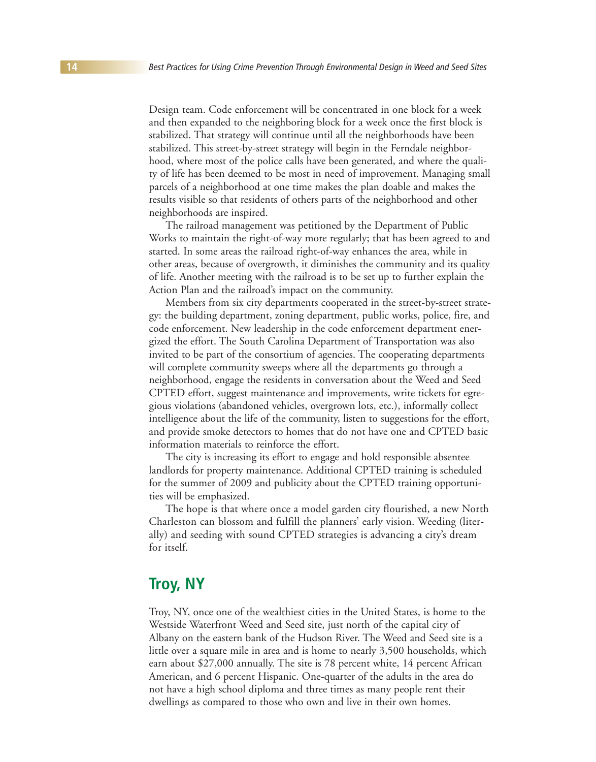Design team. Code enforcement will be concentrated in one block for a week and then expanded to the neighboring block for a week once the first block is stabilized. That strategy will continue until all the neighborhoods have been stabilized. This street-by-street strategy will begin in the Ferndale neighborhood, where most of the police calls have been generated, and where the quality of life has been deemed to be most in need of improvement. Managing small parcels of a neighborhood at one time makes the plan doable and makes the results visible so that residents of others parts of the neighborhood and other neighborhoods are inspired.

The railroad management was petitioned by the Department of Public Works to maintain the right-of-way more regularly; that has been agreed to and started. In some areas the railroad right-of-way enhances the area, while in other areas, because of overgrowth, it diminishes the community and its quality of life. Another meeting with the railroad is to be set up to further explain the Action Plan and the railroad's impact on the community.

Members from six city departments cooperated in the street-by-street strategy: the building department, zoning department, public works, police, fire, and code enforcement. New leadership in the code enforcement department energized the effort. The South Carolina Department of Transportation was also invited to be part of the consortium of agencies. The cooperating departments will complete community sweeps where all the departments go through a neighborhood, engage the residents in conversation about the Weed and Seed CPTED effort, suggest maintenance and improvements, write tickets for egregious violations (abandoned vehicles, overgrown lots, etc.), informally collect intelligence about the life of the community, listen to suggestions for the effort, and provide smoke detectors to homes that do not have one and CPTED basic information materials to reinforce the effort.

The city is increasing its effort to engage and hold responsible absentee landlords for property maintenance. Additional CPTED training is scheduled for the summer of 2009 and publicity about the CPTED training opportunities will be emphasized.

The hope is that where once a model garden city flourished, a new North Charleston can blossom and fulfill the planners' early vision. Weeding (literally) and seeding with sound CPTED strategies is advancing a city's dream for itself.

## Troy, NY

Troy, NY, once one of the wealthiest cities in the United States, is home to the Westside Waterfront Weed and Seed site, just north of the capital city of Albany on the eastern bank of the Hudson River. The Weed and Seed site is a little over a square mile in area and is home to nearly 3,500 households, which earn about $27,000 annually. The site is 78 percent white, 14 percent African American, and 6 percent Hispanic. One-quarter of the adults in the area do not have a high school diploma and three times as many people rent their dwellings as compared to those who own and live in their own homes.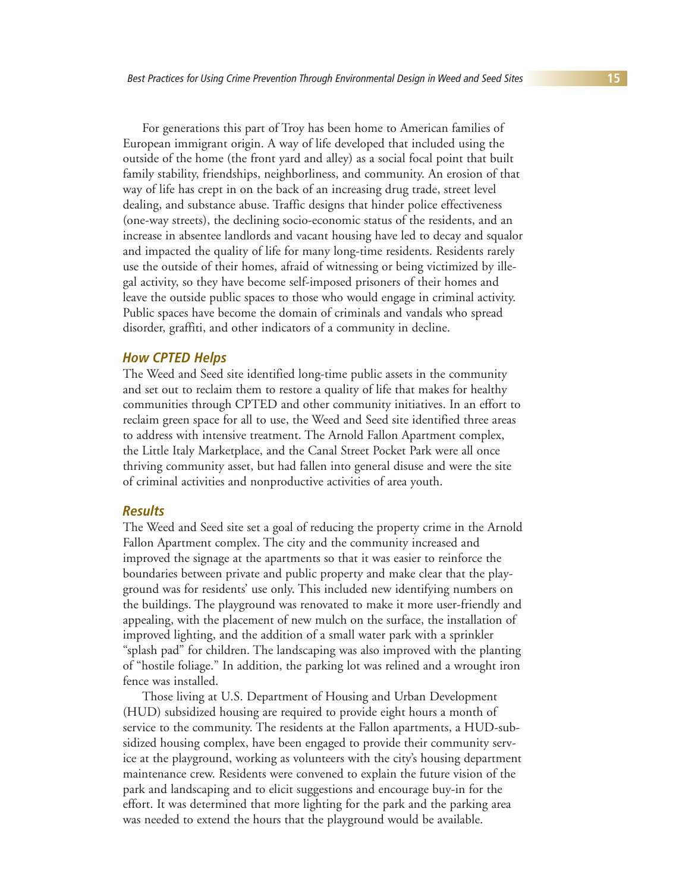For generations this part of Troy has been home to American families of European immigrant origin. A way of life developed that included using the outside of the home (the front yard and alley) as a social focal point that built family stability, friendships, neighborliness, and community. An erosion of that way of life has crept in on the back of an increasing drug trade, street level dealing, and substance abuse. Traffic designs that hinder police effectiveness (one-way streets), the declining socio-economic status of the residents, and an increase in absentee landlords and vacant housing have led to decay and squalor and impacted the quality of life for many long-time residents. Residents rarely use the outside of their homes, afraid of witnessing or being victimized by illegal activity, so they have become self-imposed prisoners of their homes and leave the outside public spaces to those who would engage in criminal activity. Public spaces have become the domain of criminals and vandals who spread disorder, graffiti, and other indicators of a community in decline.

### *How CPTED Helps*

The Weed and Seed site identified long-time public assets in the community and set out to reclaim them to restore a quality of life that makes for healthy communities through CPTED and other community initiatives. In an effort to reclaim green space for all to use, the Weed and Seed site identified three areas to address with intensive treatment. The Arnold Fallon Apartment complex, the Little Italy Marketplace, and the Canal Street Pocket Park were all once thriving community asset, but had fallen into general disuse and were the site of criminal activities and nonproductive activities of area youth.

### *Results*

The Weed and Seed site set a goal of reducing the property crime in the Arnold Fallon Apartment complex. The city and the community increased and improved the signage at the apartments so that it was easier to reinforce the boundaries between private and public property and make clear that the playground was for residents' use only. This included new identifying numbers on the buildings. The playground was renovated to make it more user-friendly and appealing, with the placement of new mulch on the surface, the installation of improved lighting, and the addition of a small water park with a sprinkler "splash pad" for children. The landscaping was also improved with the planting of "hostile foliage." In addition, the parking lot was relined and a wrought iron fence was installed.

Those living at U.S. Department of Housing and Urban Development (HUD) subsidized housing are required to provide eight hours a month of service to the community. The residents at the Fallon apartments, a HUD-subsidized housing complex, have been engaged to provide their community service at the playground, working as volunteers with the city's housing department maintenance crew. Residents were convened to explain the future vision of the park and landscaping and to elicit suggestions and encourage buy-in for the effort. It was determined that more lighting for the park and the parking area was needed to extend the hours that the playground would be available.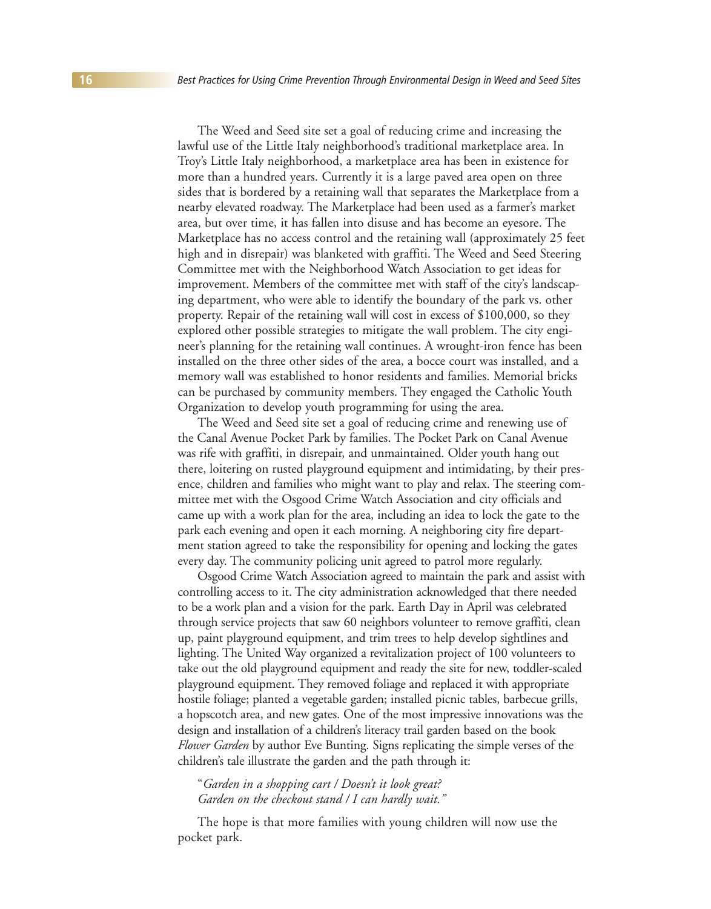The Weed and Seed site set a goal of reducing crime and increasing the lawful use of the Little Italy neighborhood's traditional marketplace area. In Troy's Little Italy neighborhood, a marketplace area has been in existence for more than a hundred years. Currently it is a large paved area open on three sides that is bordered by a retaining wall that separates the Marketplace from a nearby elevated roadway. The Marketplace had been used as a farmer's market area, but over time, it has fallen into disuse and has become an eyesore. The Marketplace has no access control and the retaining wall (approximately 25 feet high and in disrepair) was blanketed with graffiti. The Weed and Seed Steering Committee met with the Neighborhood Watch Association to get ideas for improvement. Members of the committee met with staff of the city's landscaping department, who were able to identify the boundary of the park vs. other property. Repair of the retaining wall will cost in excess of $100,000, so they explored other possible strategies to mitigate the wall problem. The city engineer's planning for the retaining wall continues. A wrought-iron fence has been installed on the three other sides of the area, a bocce court was installed, and a memory wall was established to honor residents and families. Memorial bricks can be purchased by community members. They engaged the Catholic Youth Organization to develop youth programming for using the area.

The Weed and Seed site set a goal of reducing crime and renewing use of the Canal Avenue Pocket Park by families. The Pocket Park on Canal Avenue was rife with graffiti, in disrepair, and unmaintained. Older youth hang out there, loitering on rusted playground equipment and intimidating, by their presence, children and families who might want to play and relax. The steering committee met with the Osgood Crime Watch Association and city officials and came up with a work plan for the area, including an idea to lock the gate to the park each evening and open it each morning. A neighboring city fire department station agreed to take the responsibility for opening and locking the gates every day. The community policing unit agreed to patrol more regularly.

Osgood Crime Watch Association agreed to maintain the park and assist with controlling access to it. The city administration acknowledged that there needed to be a work plan and a vision for the park. Earth Day in April was celebrated through service projects that saw 60 neighbors volunteer to remove graffiti, clean up, paint playground equipment, and trim trees to help develop sightlines and lighting. The United Way organized a revitalization project of 100 volunteers to take out the old playground equipment and ready the site for new, toddler-scaled playground equipment. They removed foliage and replaced it with appropriate hostile foliage; planted a vegetable garden; installed picnic tables, barbecue grills, a hopscotch area, and new gates. One of the most impressive innovations was the design and installation of a children's literacy trail garden based on the book *Flower Garden* by author Eve Bunting. Signs replicating the simple verses of the children's tale illustrate the garden and the path through it:

> "*Garden in a shopping cart / Doesn't it look great?*
> *Garden on the checkout stand / I can hardly wait.*"

The hope is that more families with young children will now use the pocket park.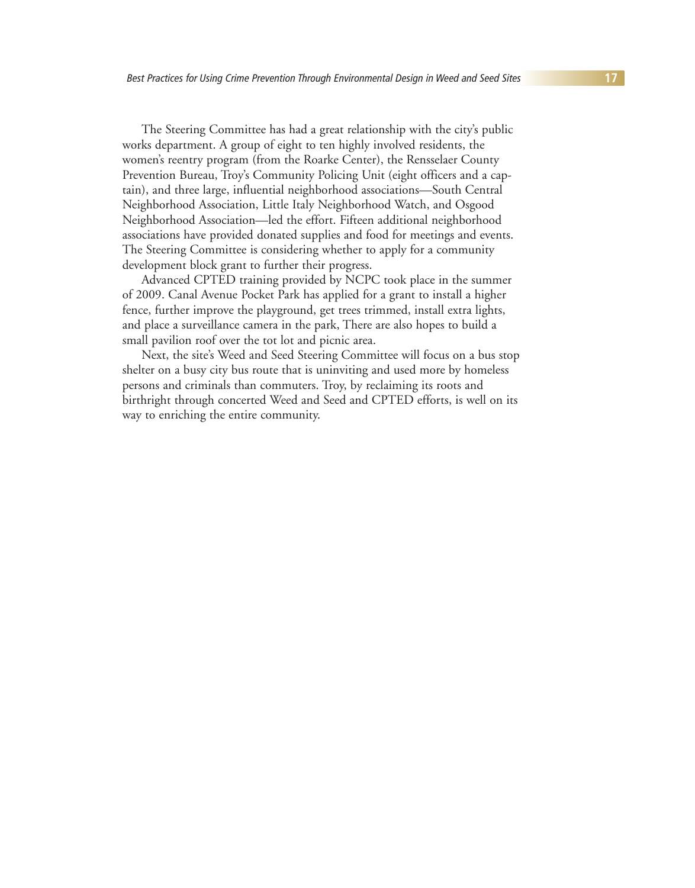The Steering Committee has had a great relationship with the city's public works department. A group of eight to ten highly involved residents, the women's reentry program (from the Roarke Center), the Rensselaer County Prevention Bureau, Troy's Community Policing Unit (eight officers and a captain), and three large, influential neighborhood associations—South Central Neighborhood Association, Little Italy Neighborhood Watch, and Osgood Neighborhood Association—led the effort. Fifteen additional neighborhood associations have provided donated supplies and food for meetings and events. The Steering Committee is considering whether to apply for a community development block grant to further their progress.

Advanced CPTED training provided by NCPC took place in the summer of 2009. Canal Avenue Pocket Park has applied for a grant to install a higher fence, further improve the playground, get trees trimmed, install extra lights, and place a surveillance camera in the park, There are also hopes to build a small pavilion roof over the tot lot and picnic area.

Next, the site's Weed and Seed Steering Committee will focus on a bus stop shelter on a busy city bus route that is uninviting and used more by homeless persons and criminals than commuters. Troy, by reclaiming its roots and birthright through concerted Weed and Seed and CPTED efforts, is well on its way to enriching the entire community.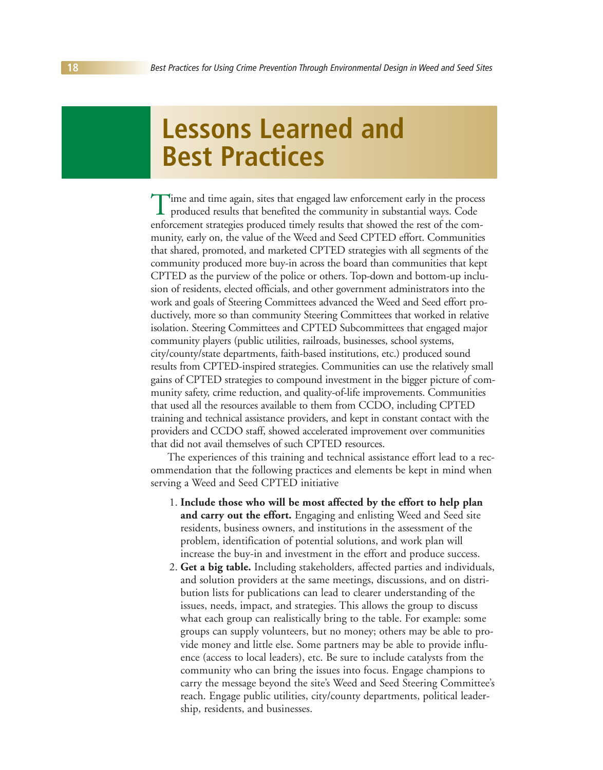# Lessons Learned and Best Practices

Time and time again, sites that engaged law enforcement early in the process produced results that benefited the community in substantial ways. Code enforcement strategies produced timely results that showed the rest of the community, early on, the value of the Weed and Seed CPTED effort. Communities that shared, promoted, and marketed CPTED strategies with all segments of the community produced more buy-in across the board than communities that kept CPTED as the purview of the police or others. Top-down and bottom-up inclusion of residents, elected officials, and other government administrators into the work and goals of Steering Committees advanced the Weed and Seed effort productively, more so than community Steering Committees that worked in relative isolation. Steering Committees and CPTED Subcommittees that engaged major community players (public utilities, railroads, businesses, school systems, city/county/state departments, faith-based institutions, etc.) produced sound results from CPTED-inspired strategies. Communities can use the relatively small gains of CPTED strategies to compound investment in the bigger picture of community safety, crime reduction, and quality-of-life improvements. Communities that used all the resources available to them from CCDO, including CPTED training and technical assistance providers, and kept in constant contact with the providers and CCDO staff, showed accelerated improvement over communities that did not avail themselves of such CPTED resources.

The experiences of this training and technical assistance effort lead to a recommendation that the following practices and elements be kept in mind when serving a Weed and Seed CPTED initiative

1. **Include those who will be most affected by the effort to help plan and carry out the effort.** Engaging and enlisting Weed and Seed site residents, business owners, and institutions in the assessment of the problem, identification of potential solutions, and work plan will increase the buy-in and investment in the effort and produce success.
2. **Get a big table.** Including stakeholders, affected parties and individuals, and solution providers at the same meetings, discussions, and on distribution lists for publications can lead to clearer understanding of the issues, needs, impact, and strategies. This allows the group to discuss what each group can realistically bring to the table. For example: some groups can supply volunteers, but no money; others may be able to provide money and little else. Some partners may be able to provide influence (access to local leaders), etc. Be sure to include catalysts from the community who can bring the issues into focus. Engage champions to carry the message beyond the site's Weed and Seed Steering Committee's reach. Engage public utilities, city/county departments, political leadership, residents, and businesses.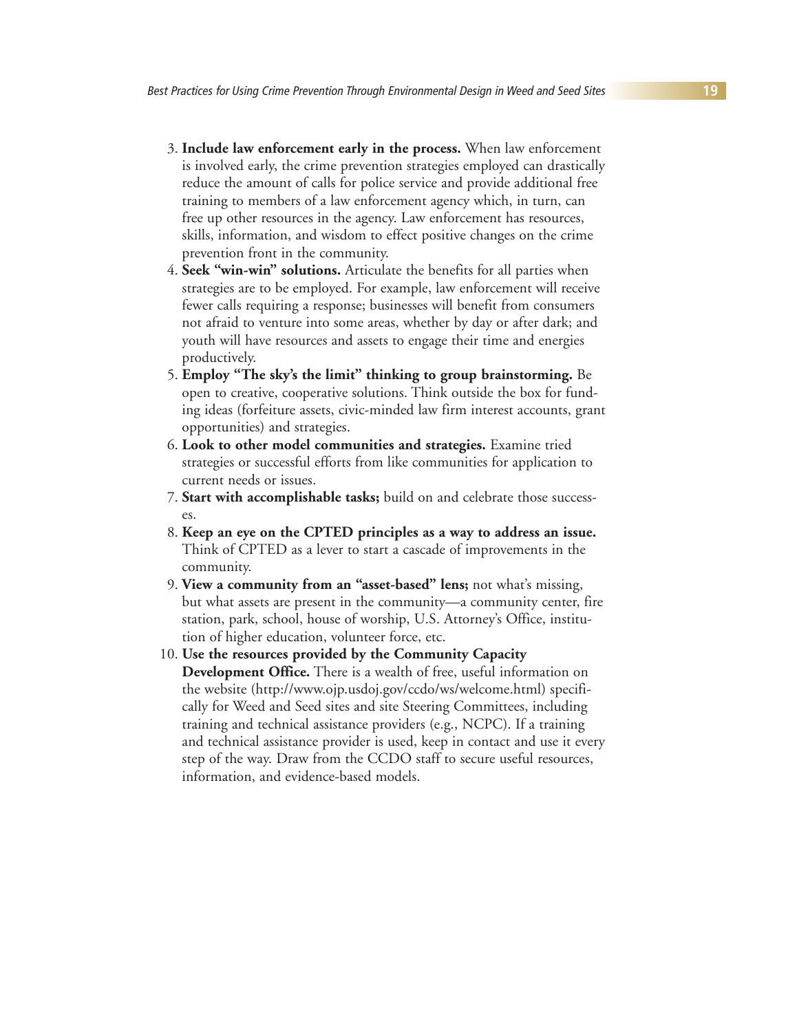3. **Include law enforcement early in the process.** When law enforcement is involved early, the crime prevention strategies employed can drastically reduce the amount of calls for police service and provide additional free training to members of a law enforcement agency which, in turn, can free up other resources in the agency. Law enforcement has resources, skills, information, and wisdom to effect positive changes on the crime prevention front in the community.
4. **Seek "win-win" solutions.** Articulate the benefits for all parties when strategies are to be employed. For example, law enforcement will receive fewer calls requiring a response; businesses will benefit from consumers not afraid to venture into some areas, whether by day or after dark; and youth will have resources and assets to engage their time and energies productively.
5. **Employ "The sky's the limit" thinking to group brainstorming.** Be open to creative, cooperative solutions. Think outside the box for funding ideas (forfeiture assets, civic-minded law firm interest accounts, grant opportunities) and strategies.
6. **Look to other model communities and strategies.** Examine tried strategies or successful efforts from like communities for application to current needs or issues.
7. **Start with accomplishable tasks;** build on and celebrate those successes.
8. **Keep an eye on the CPTED principles as a way to address an issue.** Think of CPTED as a lever to start a cascade of improvements in the community.
9. **View a community from an "asset-based" lens;** not what's missing, but what assets are present in the community—a community center, fire station, park, school, house of worship, U.S. Attorney's Office, institution of higher education, volunteer force, etc.
10. **Use the resources provided by the Community Capacity Development Office.** There is a wealth of free, useful information on the website (http://www.ojp.usdoj.gov/ccdo/ws/welcome.html) specifically for Weed and Seed sites and site Steering Committees, including training and technical assistance providers (e.g., NCPC). If a training and technical assistance provider is used, keep in contact and use it every step of the way. Draw from the CCDO staff to secure useful resources, information, and evidence-based models.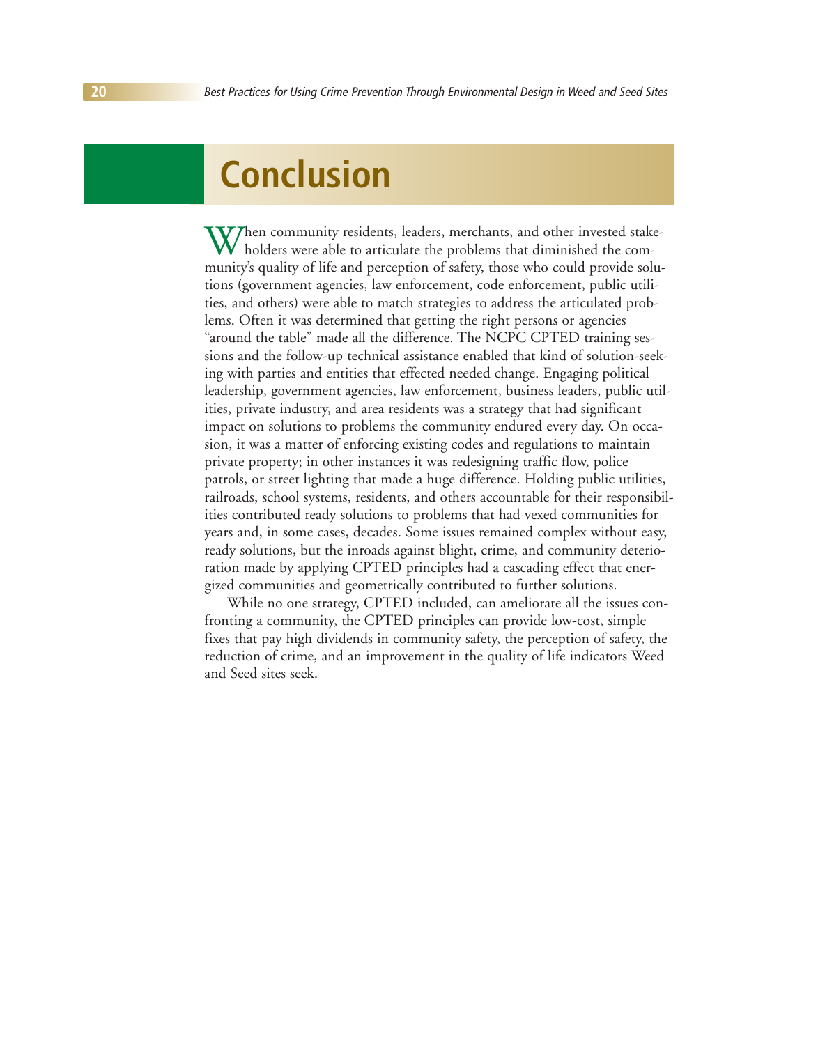# Conclusion

When community residents, leaders, merchants, and other invested stakeholders were able to articulate the problems that diminished the community's quality of life and perception of safety, those who could provide solutions (government agencies, law enforcement, code enforcement, public utilities, and others) were able to match strategies to address the articulated problems. Often it was determined that getting the right persons or agencies "around the table" made all the difference. The NCPC CPTED training sessions and the follow-up technical assistance enabled that kind of solution-seeking with parties and entities that effected needed change. Engaging political leadership, government agencies, law enforcement, business leaders, public utilities, private industry, and area residents was a strategy that had significant impact on solutions to problems the community endured every day. On occasion, it was a matter of enforcing existing codes and regulations to maintain private property; in other instances it was redesigning traffic flow, police patrols, or street lighting that made a huge difference. Holding public utilities, railroads, school systems, residents, and others accountable for their responsibilities contributed ready solutions to problems that had vexed communities for years and, in some cases, decades. Some issues remained complex without easy, ready solutions, but the inroads against blight, crime, and community deterioration made by applying CPTED principles had a cascading effect that energized communities and geometrically contributed to further solutions.

While no one strategy, CPTED included, can ameliorate all the issues confronting a community, the CPTED principles can provide low-cost, simple fixes that pay high dividends in community safety, the perception of safety, the reduction of crime, and an improvement in the quality of life indicators Weed and Seed sites seek.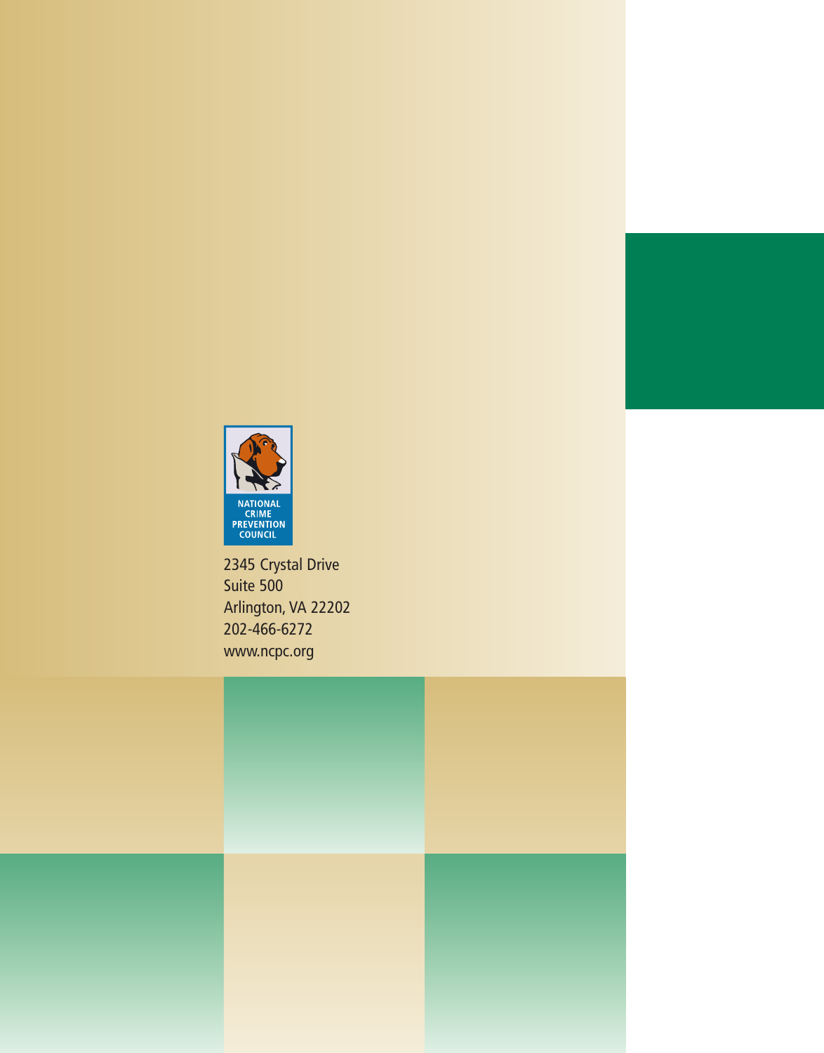NATIONAL
CRIME
PREVENTION
COUNCIL

2345 Crystal Drive
Suite 500
Arlington, VA 22202
202-466-6272
www.ncpc.org